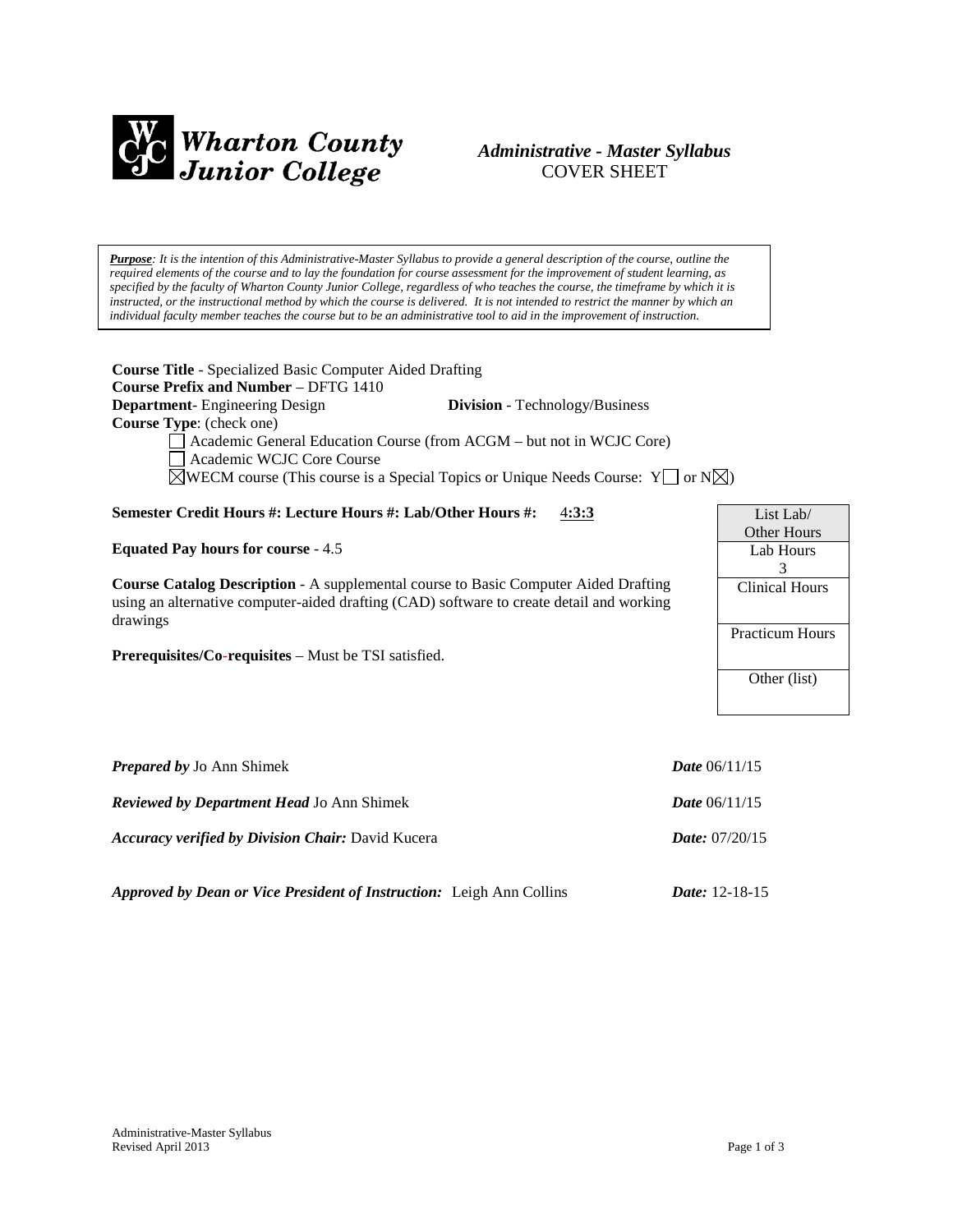**Wharton County Junior College**

***Administrative - Master Syllabus***
COVER SHEET

> ***Purpose**: It is the intention of this Administrative-Master Syllabus to provide a general description of the course, outline the required elements of the course and to lay the foundation for course assessment for the improvement of student learning, as specified by the faculty of Wharton County Junior College, regardless of who teaches the course, the timeframe by which it is instructed, or the instructional method by which the course is delivered. It is not intended to restrict the manner by which an individual faculty member teaches the course but to be an administrative tool to aid in the improvement of instruction.*

**Course Title** - Specialized Basic Computer Aided Drafting
**Course Prefix and Number** – DFTG 1410
**Department**- Engineering Design **Division** - Technology/Business
**Course Type**: (check one)

- ☐ Academic General Education Course (from ACGM – but not in WCJC Core)
- ☐ Academic WCJC Core Course
- ☒ WECM course (This course is a Special Topics or Unique Needs Course: Y☐ or N☒)

**Semester Credit Hours #: Lecture Hours #: Lab/Other Hours #:** 4**:3:3**

**Equated Pay hours for course** - 4.5

**Course Catalog Description** - A supplemental course to Basic Computer Aided Drafting using an alternative computer-aided drafting (CAD) software to create detail and working drawings

**Prerequisites/Co-requisites** – Must be TSI satisfied.

| List Lab/ Other Hours |
|---|
| Lab Hours 3 |
| Clinical Hours |
| Practicum Hours |
| Other (list) |

***Prepared by*** Jo Ann Shimek ***Date*** 06/11/15

***Reviewed by Department Head*** Jo Ann Shimek ***Date*** 06/11/15

***Accuracy verified by Division Chair:*** David Kucera ***Date:*** 07/20/15

***Approved by Dean or Vice President of Instruction:*** Leigh Ann Collins ***Date:*** 12-18-15

Administrative-Master Syllabus
Revised April 2013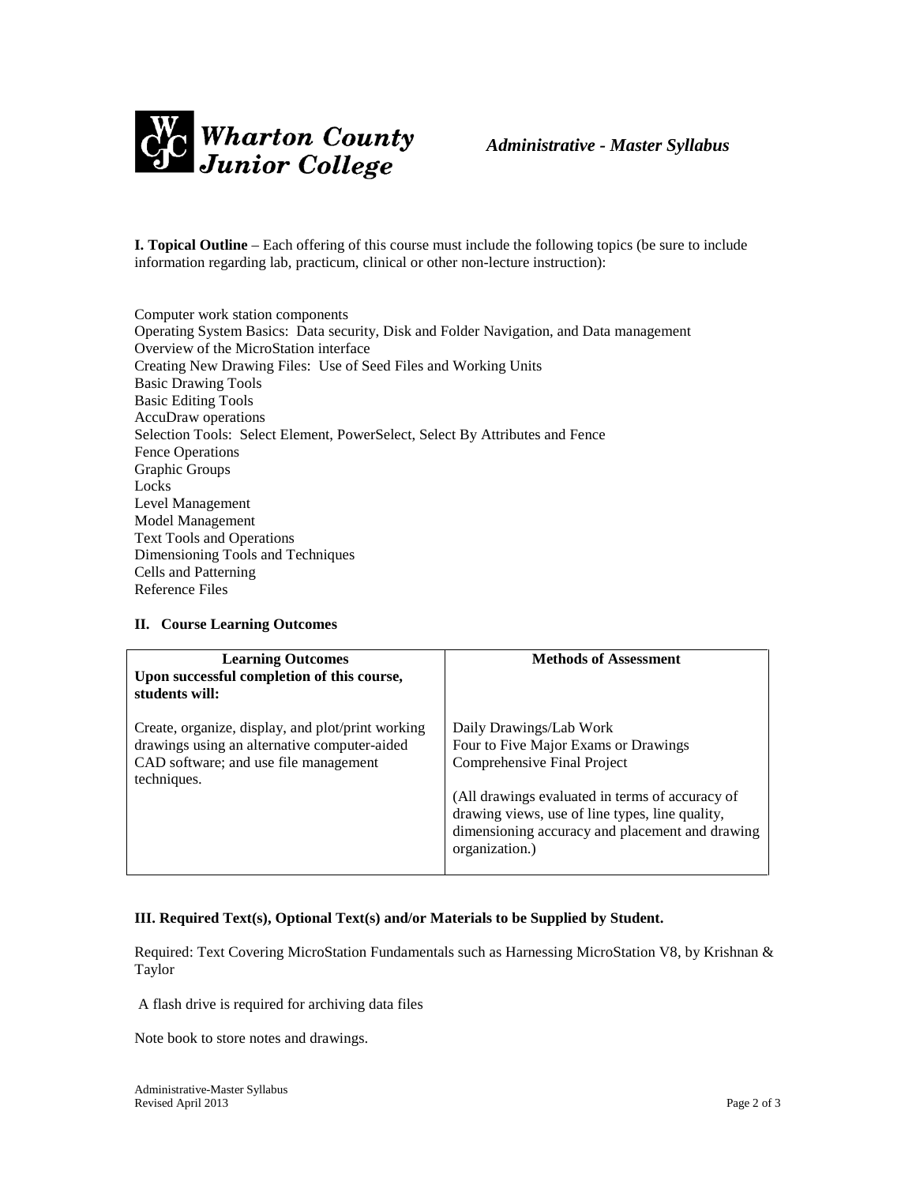**I. Topical Outline** – Each offering of this course must include the following topics (be sure to include information regarding lab, practicum, clinical or other non-lecture instruction):

Computer work station components
Operating System Basics: Data security, Disk and Folder Navigation, and Data management
Overview of the MicroStation interface
Creating New Drawing Files: Use of Seed Files and Working Units
Basic Drawing Tools
Basic Editing Tools
AccuDraw operations
Selection Tools: Select Element, PowerSelect, Select By Attributes and Fence
Fence Operations
Graphic Groups
Locks
Level Management
Model Management
Text Tools and Operations
Dimensioning Tools and Techniques
Cells and Patterning
Reference Files

## II. Course Learning Outcomes

| **Learning Outcomes**<br>**Upon successful completion of this course, students will:** | **Methods of Assessment** |
|---|---|
| Create, organize, display, and plot/print working drawings using an alternative computer-aided CAD software; and use file management techniques. | Daily Drawings/Lab Work<br>Four to Five Major Exams or Drawings<br>Comprehensive Final Project<br><br>(All drawings evaluated in terms of accuracy of drawing views, use of line types, line quality, dimensioning accuracy and placement and drawing organization.) |

## III. Required Text(s), Optional Text(s) and/or Materials to be Supplied by Student.

Required: Text Covering MicroStation Fundamentals such as Harnessing MicroStation V8, by Krishnan & Taylor

A flash drive is required for archiving data files

Note book to store notes and drawings.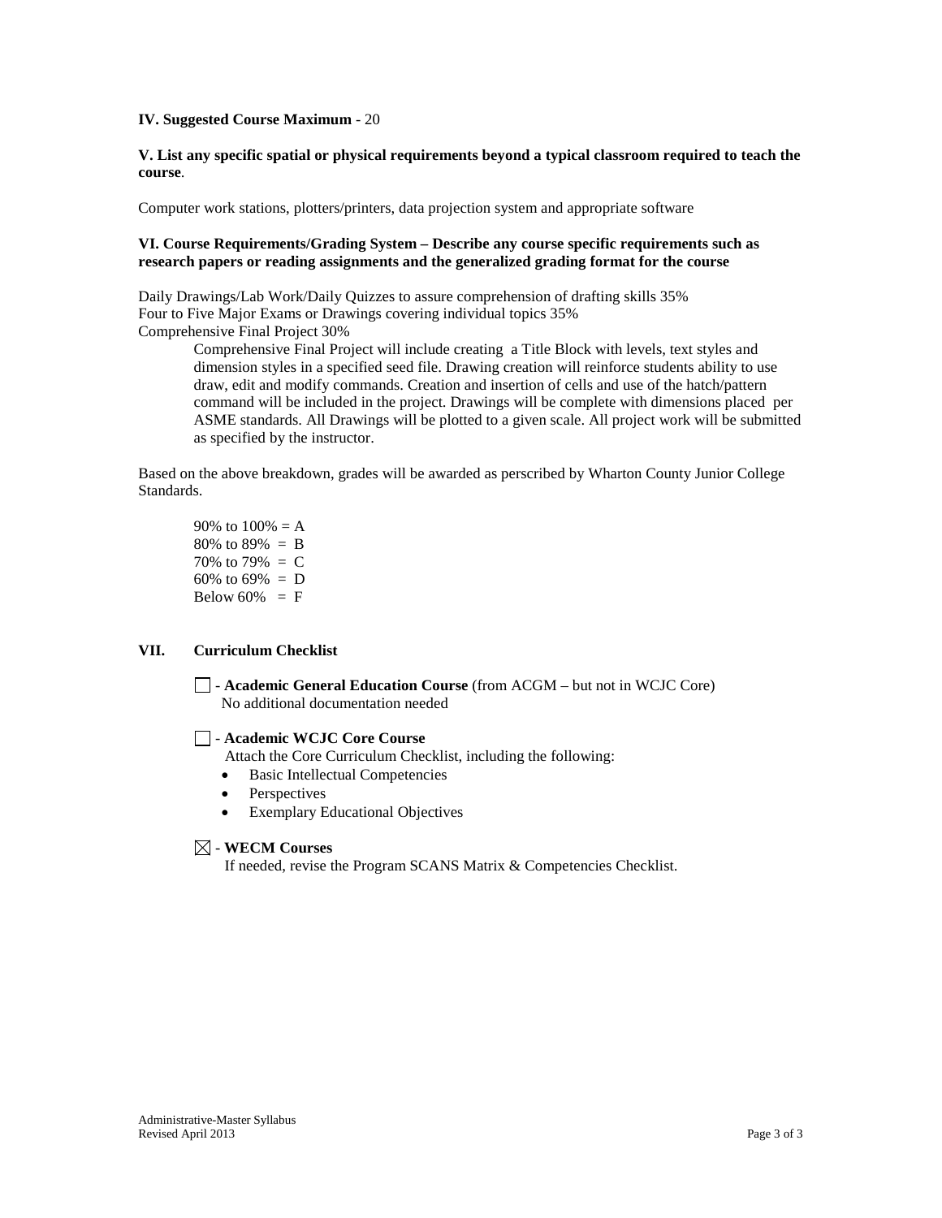**IV. Suggested Course Maximum** - 20

**V. List any specific spatial or physical requirements beyond a typical classroom required to teach the course**.

Computer work stations, plotters/printers, data projection system and appropriate software

**VI. Course Requirements/Grading System – Describe any course specific requirements such as research papers or reading assignments and the generalized grading format for the course**

Daily Drawings/Lab Work/Daily Quizzes to assure comprehension of drafting skills 35%
Four to Five Major Exams or Drawings covering individual topics 35%
Comprehensive Final Project 30%

> Comprehensive Final Project will include creating a Title Block with levels, text styles and dimension styles in a specified seed file. Drawing creation will reinforce students ability to use draw, edit and modify commands. Creation and insertion of cells and use of the hatch/pattern command will be included in the project. Drawings will be complete with dimensions placed per ASME standards. All Drawings will be plotted to a given scale. All project work will be submitted as specified by the instructor.

Based on the above breakdown, grades will be awarded as perscribed by Wharton County Junior College Standards.

90% to 100% = A
80% to 89% = B
70% to 79% = C
60% to 69% = D
Below 60% = F

**VII. Curriculum Checklist**

☐ - **Academic General Education Course** (from ACGM – but not in WCJC Core)
No additional documentation needed

☐ - **Academic WCJC Core Course**
Attach the Core Curriculum Checklist, including the following:

- Basic Intellectual Competencies
- Perspectives
- Exemplary Educational Objectives

☒ - **WECM Courses**
If needed, revise the Program SCANS Matrix & Competencies Checklist.